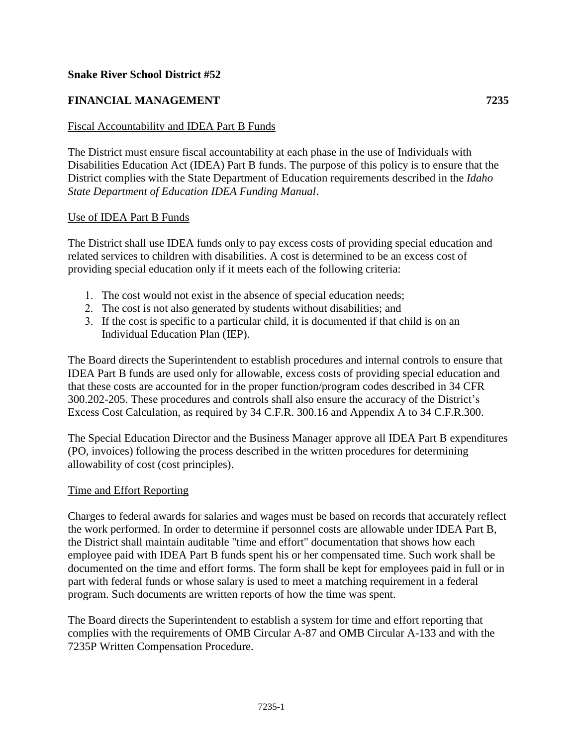**Snake River School District #52**

**FINANCIAL MANAGEMENT** **7235**

Fiscal Accountability and IDEA Part B Funds

The District must ensure fiscal accountability at each phase in the use of Individuals with Disabilities Education Act (IDEA) Part B funds. The purpose of this policy is to ensure that the District complies with the State Department of Education requirements described in the *Idaho State Department of Education IDEA Funding Manual*.

Use of IDEA Part B Funds

The District shall use IDEA funds only to pay excess costs of providing special education and related services to children with disabilities. A cost is determined to be an excess cost of providing special education only if it meets each of the following criteria:

1. The cost would not exist in the absence of special education needs;
2. The cost is not also generated by students without disabilities; and
3. If the cost is specific to a particular child, it is documented if that child is on an Individual Education Plan (IEP).

The Board directs the Superintendent to establish procedures and internal controls to ensure that IDEA Part B funds are used only for allowable, excess costs of providing special education and that these costs are accounted for in the proper function/program codes described in 34 CFR 300.202-205. These procedures and controls shall also ensure the accuracy of the District's Excess Cost Calculation, as required by 34 C.F.R. 300.16 and Appendix A to 34 C.F.R.300.

The Special Education Director and the Business Manager approve all IDEA Part B expenditures (PO, invoices) following the process described in the written procedures for determining allowability of cost (cost principles).

Time and Effort Reporting

Charges to federal awards for salaries and wages must be based on records that accurately reflect the work performed. In order to determine if personnel costs are allowable under IDEA Part B, the District shall maintain auditable "time and effort" documentation that shows how each employee paid with IDEA Part B funds spent his or her compensated time. Such work shall be documented on the time and effort forms. The form shall be kept for employees paid in full or in part with federal funds or whose salary is used to meet a matching requirement in a federal program. Such documents are written reports of how the time was spent.

The Board directs the Superintendent to establish a system for time and effort reporting that complies with the requirements of OMB Circular A-87 and OMB Circular A-133 and with the 7235P Written Compensation Procedure.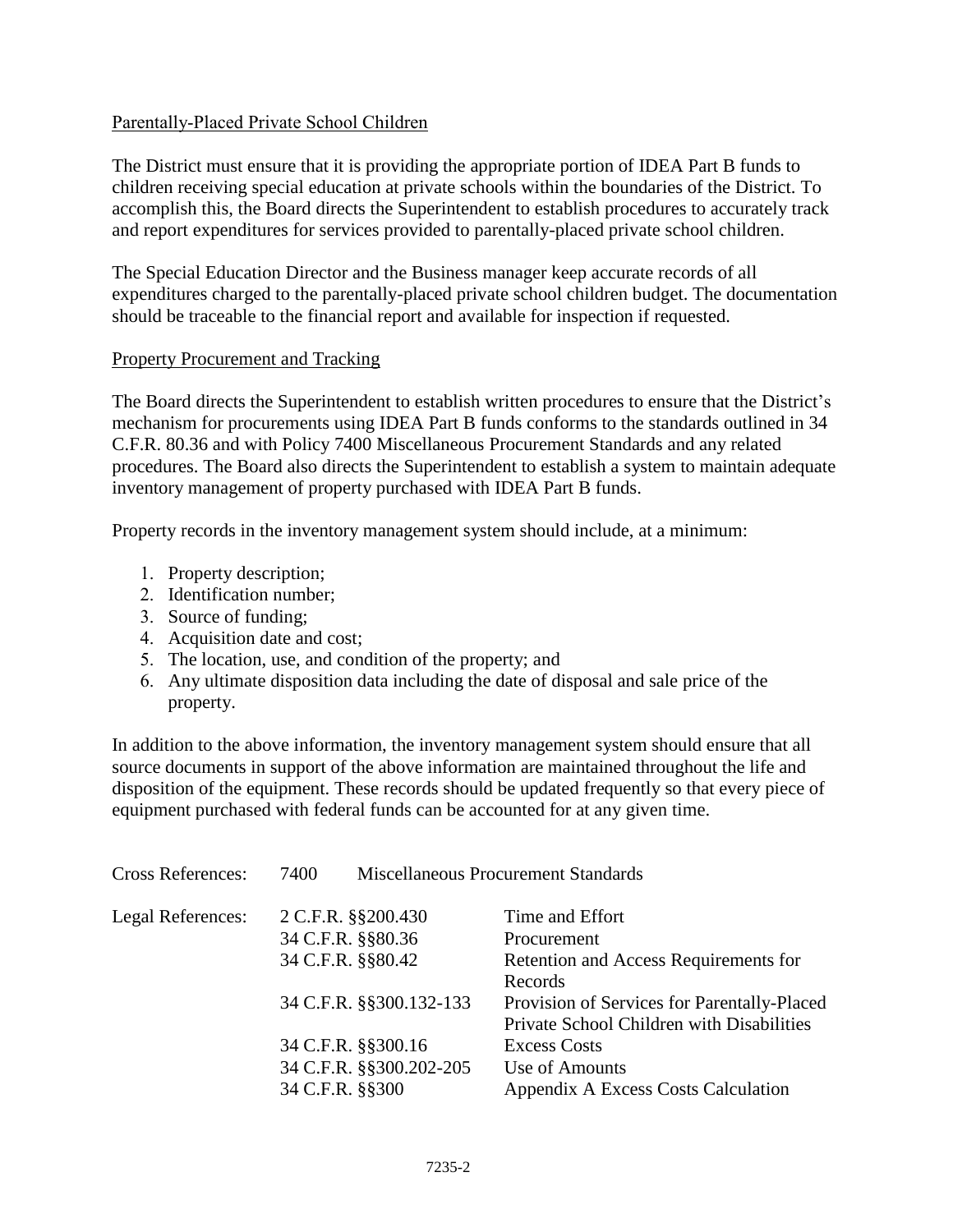Parentally-Placed Private School Children

The District must ensure that it is providing the appropriate portion of IDEA Part B funds to children receiving special education at private schools within the boundaries of the District. To accomplish this, the Board directs the Superintendent to establish procedures to accurately track and report expenditures for services provided to parentally-placed private school children.

The Special Education Director and the Business manager keep accurate records of all expenditures charged to the parentally-placed private school children budget. The documentation should be traceable to the financial report and available for inspection if requested.

Property Procurement and Tracking

The Board directs the Superintendent to establish written procedures to ensure that the District's mechanism for procurements using IDEA Part B funds conforms to the standards outlined in 34 C.F.R. 80.36 and with Policy 7400 Miscellaneous Procurement Standards and any related procedures. The Board also directs the Superintendent to establish a system to maintain adequate inventory management of property purchased with IDEA Part B funds.

Property records in the inventory management system should include, at a minimum:

1. Property description;
2. Identification number;
3. Source of funding;
4. Acquisition date and cost;
5. The location, use, and condition of the property; and
6. Any ultimate disposition data including the date of disposal and sale price of the property.

In addition to the above information, the inventory management system should ensure that all source documents in support of the above information are maintained throughout the life and disposition of the equipment. These records should be updated frequently so that every piece of equipment purchased with federal funds can be accounted for at any given time.

Cross References: 7400 Miscellaneous Procurement Standards

| Legal References: | | |
|---|---|---|
| | 2 C.F.R. §§200.430 | Time and Effort |
| | 34 C.F.R. §§80.36 | Procurement |
| | 34 C.F.R. §§80.42 | Retention and Access Requirements for Records |
| | 34 C.F.R. §§300.132-133 | Provision of Services for Parentally-Placed Private School Children with Disabilities |
| | 34 C.F.R. §§300.16 | Excess Costs |
| | 34 C.F.R. §§300.202-205 | Use of Amounts |
| | 34 C.F.R. §§300 | Appendix A Excess Costs Calculation |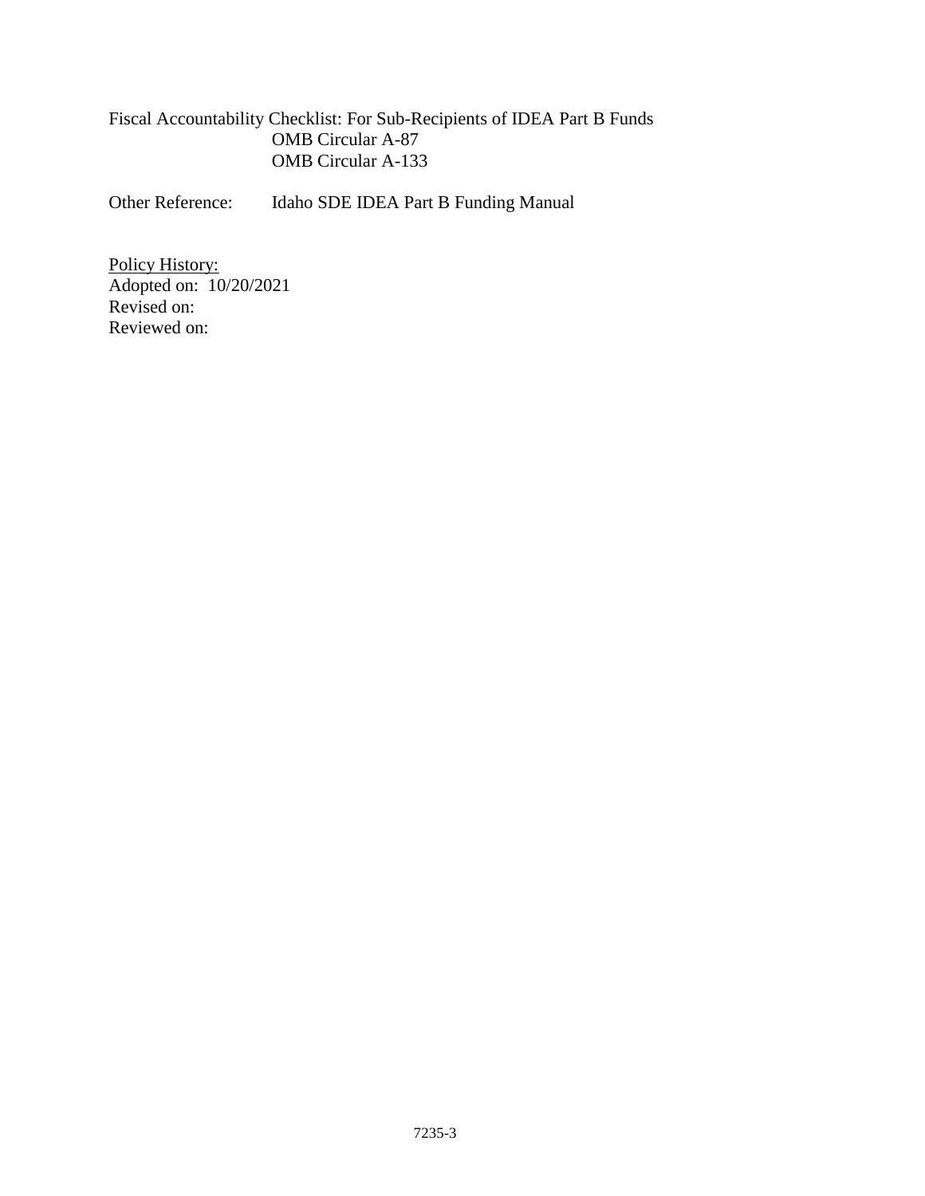Fiscal Accountability Checklist: For Sub-Recipients of IDEA Part B Funds
OMB Circular A-87
OMB Circular A-133

Other Reference: Idaho SDE IDEA Part B Funding Manual

Policy History:
Adopted on: 10/20/2021
Revised on:
Reviewed on: